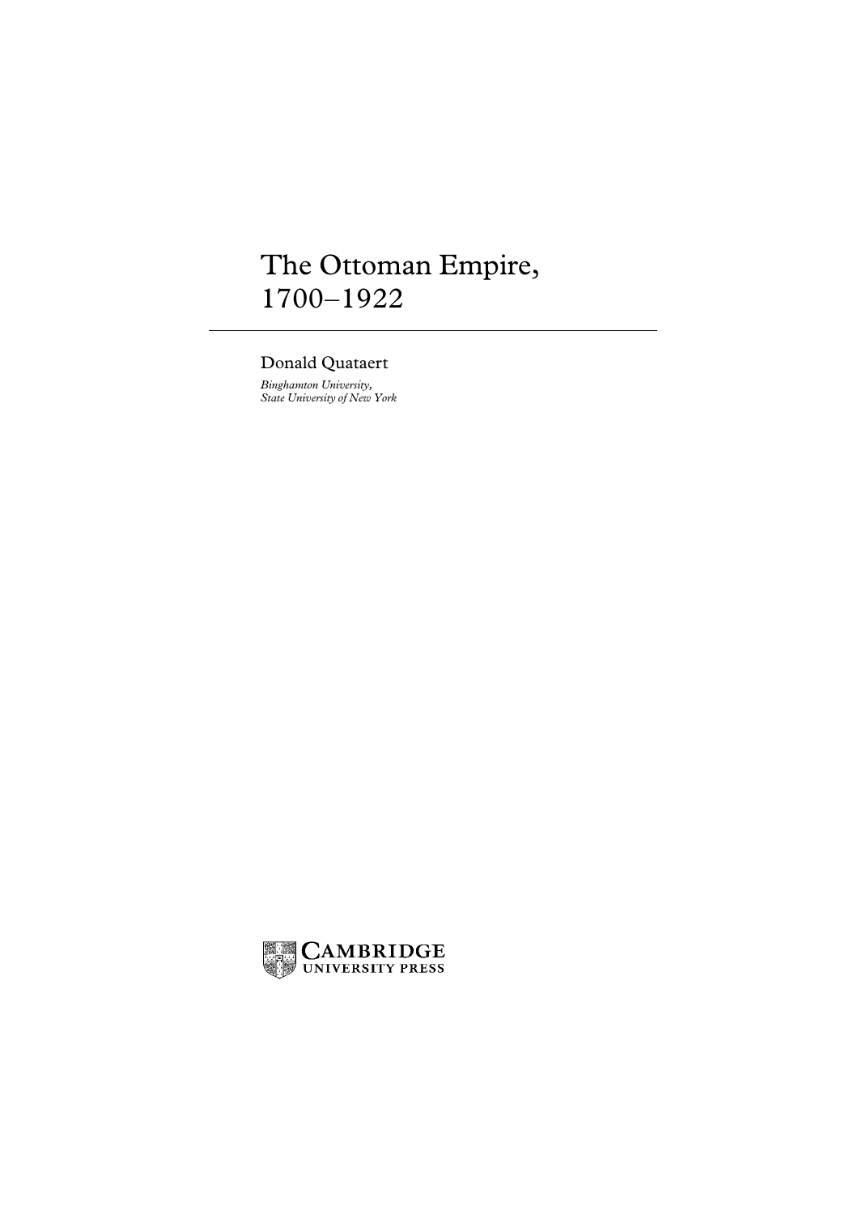# The Ottoman Empire, 1700–1922

Donald Quataert

*Binghamton University,*
*State University of New York*

CAMBRIDGE
UNIVERSITY PRESS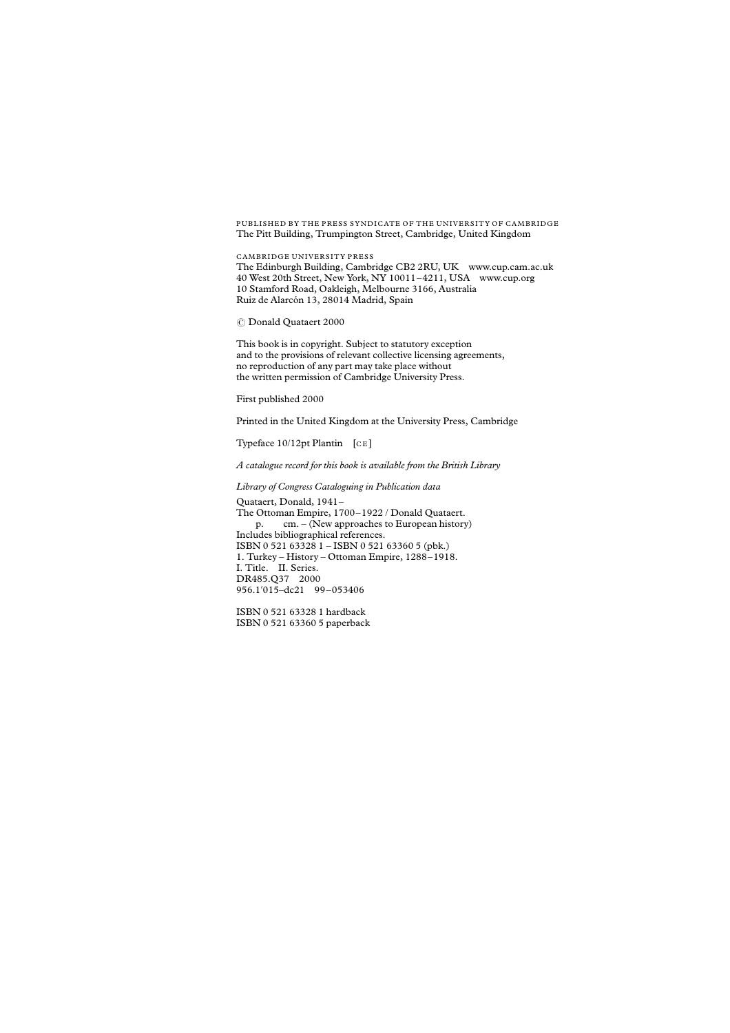PUBLISHED BY THE PRESS SYNDICATE OF THE UNIVERSITY OF CAMBRIDGE
The Pitt Building, Trumpington Street, Cambridge, United Kingdom

CAMBRIDGE UNIVERSITY PRESS
The Edinburgh Building, Cambridge CB2 2RU, UK www.cup.cam.ac.uk
40 West 20th Street, New York, NY 10011–4211, USA www.cup.org
10 Stamford Road, Oakleigh, Melbourne 3166, Australia
Ruiz de Alarcón 13, 28014 Madrid, Spain

© Donald Quataert 2000

This book is in copyright. Subject to statutory exception
and to the provisions of relevant collective licensing agreements,
no reproduction of any part may take place without
the written permission of Cambridge University Press.

First published 2000

Printed in the United Kingdom at the University Press, Cambridge

Typeface 10/12pt Plantin [CE]

*A catalogue record for this book is available from the British Library*

*Library of Congress Cataloguing in Publication data*

Quataert, Donald, 1941–
The Ottoman Empire, 1700–1922 / Donald Quataert.
p. cm. – (New approaches to European history)
Includes bibliographical references.
ISBN 0 521 63328 1 – ISBN 0 521 63360 5 (pbk.)
1. Turkey – History – Ottoman Empire, 1288–1918.
I. Title. II. Series.
DR485.Q37 2000
956.1′015–dc21 99–053406

ISBN 0 521 63328 1 hardback
ISBN 0 521 63360 5 paperback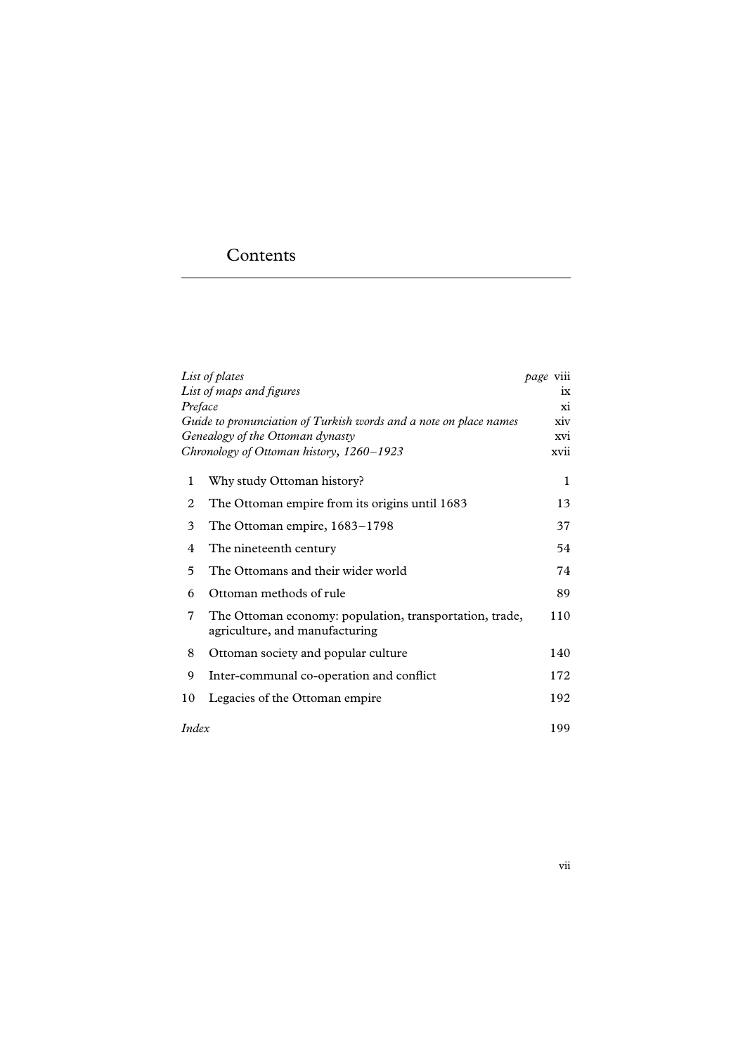# Contents

| | | |
|---|---|---|
| *List of plates* | | *page* viii |
| *List of maps and figures* | | ix |
| *Preface* | | xi |
| *Guide to pronunciation of Turkish words and a note on place names* | | xiv |
| *Genealogy of the Ottoman dynasty* | | xvi |
| *Chronology of Ottoman history, 1260–1923* | | xvii |
| 1 | Why study Ottoman history? | 1 |
| 2 | The Ottoman empire from its origins until 1683 | 13 |
| 3 | The Ottoman empire, 1683–1798 | 37 |
| 4 | The nineteenth century | 54 |
| 5 | The Ottomans and their wider world | 74 |
| 6 | Ottoman methods of rule | 89 |
| 7 | The Ottoman economy: population, transportation, trade, agriculture, and manufacturing | 110 |
| 8 | Ottoman society and popular culture | 140 |
| 9 | Inter-communal co-operation and conflict | 172 |
| 10 | Legacies of the Ottoman empire | 192 |
| *Index* | | 199 |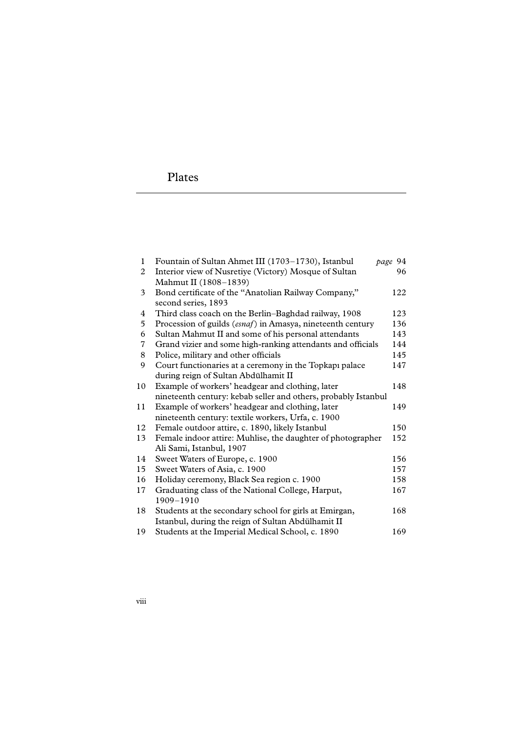# Plates

| | | |
|---|---|---|
| 1 | Fountain of Sultan Ahmet III (1703–1730), Istanbul | *page* 94 |
| 2 | Interior view of Nusretiye (Victory) Mosque of Sultan Mahmut II (1808–1839) | 96 |
| 3 | Bond certificate of the "Anatolian Railway Company," second series, 1893 | 122 |
| 4 | Third class coach on the Berlin–Baghdad railway, 1908 | 123 |
| 5 | Procession of guilds (*esnaf*) in Amasya, nineteenth century | 136 |
| 6 | Sultan Mahmut II and some of his personal attendants | 143 |
| 7 | Grand vizier and some high-ranking attendants and officials | 144 |
| 8 | Police, military and other officials | 145 |
| 9 | Court functionaries at a ceremony in the Topkapı palace during reign of Sultan Abdülhamit II | 147 |
| 10 | Example of workers' headgear and clothing, later nineteenth century: kebab seller and others, probably Istanbul | 148 |
| 11 | Example of workers' headgear and clothing, later nineteenth century: textile workers, Urfa, c. 1900 | 149 |
| 12 | Female outdoor attire, c. 1890, likely Istanbul | 150 |
| 13 | Female indoor attire: Muhlise, the daughter of photographer Ali Sami, Istanbul, 1907 | 152 |
| 14 | Sweet Waters of Europe, c. 1900 | 156 |
| 15 | Sweet Waters of Asia, c. 1900 | 157 |
| 16 | Holiday ceremony, Black Sea region c. 1900 | 158 |
| 17 | Graduating class of the National College, Harput, 1909–1910 | 167 |
| 18 | Students at the secondary school for girls at Emirgan, Istanbul, during the reign of Sultan Abdülhamit II | 168 |
| 19 | Students at the Imperial Medical School, c. 1890 | 169 |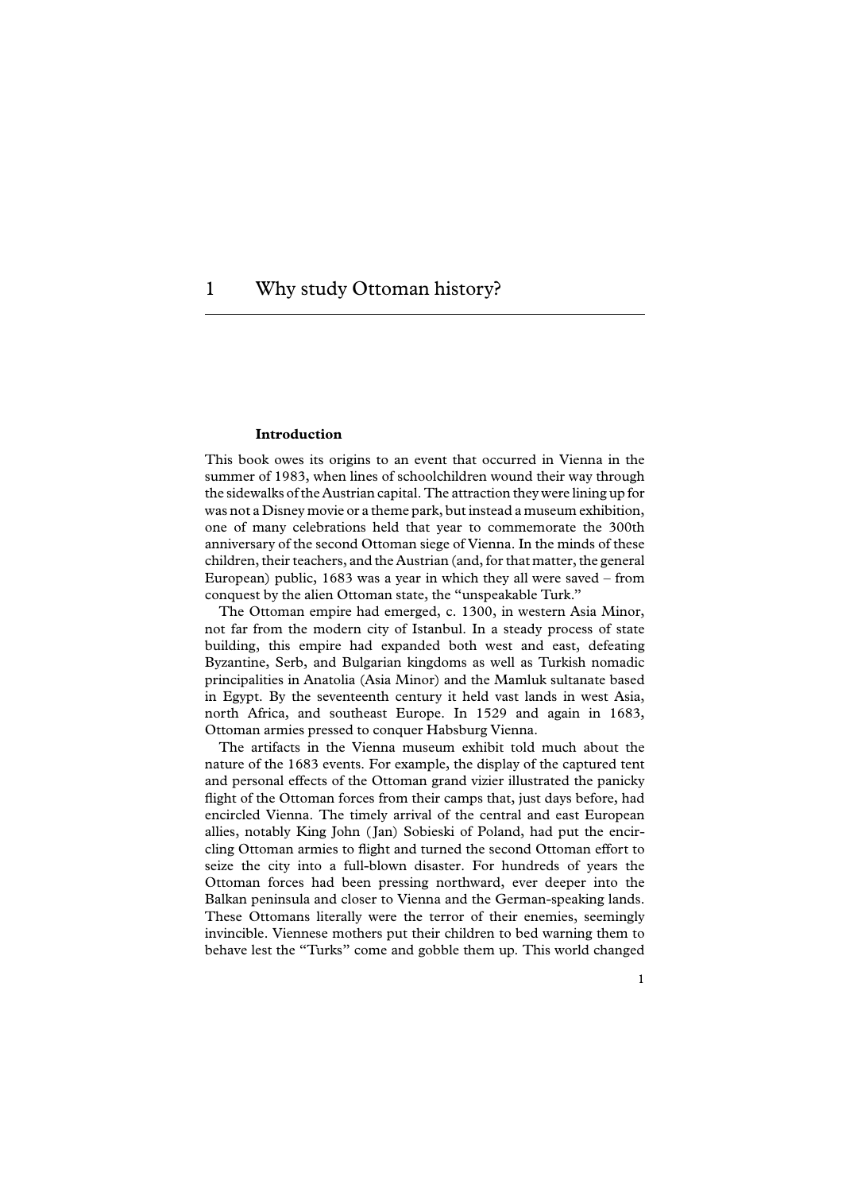# 1 Why study Ottoman history?

## Introduction

This book owes its origins to an event that occurred in Vienna in the summer of 1983, when lines of schoolchildren wound their way through the sidewalks of the Austrian capital. The attraction they were lining up for was not a Disney movie or a theme park, but instead a museum exhibition, one of many celebrations held that year to commemorate the 300th anniversary of the second Ottoman siege of Vienna. In the minds of these children, their teachers, and the Austrian (and, for that matter, the general European) public, 1683 was a year in which they all were saved – from conquest by the alien Ottoman state, the "unspeakable Turk."

The Ottoman empire had emerged, c. 1300, in western Asia Minor, not far from the modern city of Istanbul. In a steady process of state building, this empire had expanded both west and east, defeating Byzantine, Serb, and Bulgarian kingdoms as well as Turkish nomadic principalities in Anatolia (Asia Minor) and the Mamluk sultanate based in Egypt. By the seventeenth century it held vast lands in west Asia, north Africa, and southeast Europe. In 1529 and again in 1683, Ottoman armies pressed to conquer Habsburg Vienna.

The artifacts in the Vienna museum exhibit told much about the nature of the 1683 events. For example, the display of the captured tent and personal effects of the Ottoman grand vizier illustrated the panicky flight of the Ottoman forces from their camps that, just days before, had encircled Vienna. The timely arrival of the central and east European allies, notably King John (Jan) Sobieski of Poland, had put the encircling Ottoman armies to flight and turned the second Ottoman effort to seize the city into a full-blown disaster. For hundreds of years the Ottoman forces had been pressing northward, ever deeper into the Balkan peninsula and closer to Vienna and the German-speaking lands. These Ottomans literally were the terror of their enemies, seemingly invincible. Viennese mothers put their children to bed warning them to behave lest the "Turks" come and gobble them up. This world changed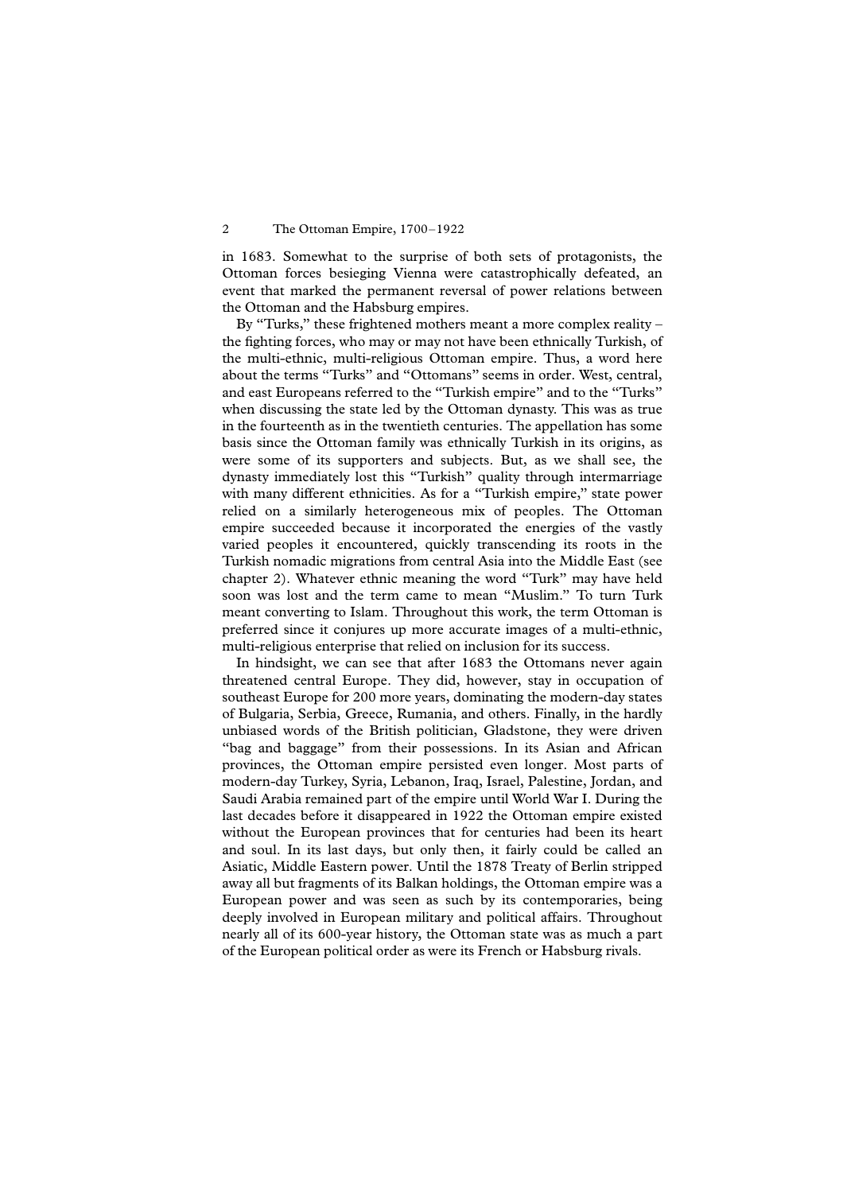in 1683. Somewhat to the surprise of both sets of protagonists, the Ottoman forces besieging Vienna were catastrophically defeated, an event that marked the permanent reversal of power relations between the Ottoman and the Habsburg empires.

By "Turks," these frightened mothers meant a more complex reality – the fighting forces, who may or may not have been ethnically Turkish, of the multi-ethnic, multi-religious Ottoman empire. Thus, a word here about the terms "Turks" and "Ottomans" seems in order. West, central, and east Europeans referred to the "Turkish empire" and to the "Turks" when discussing the state led by the Ottoman dynasty. This was as true in the fourteenth as in the twentieth centuries. The appellation has some basis since the Ottoman family was ethnically Turkish in its origins, as were some of its supporters and subjects. But, as we shall see, the dynasty immediately lost this "Turkish" quality through intermarriage with many different ethnicities. As for a "Turkish empire," state power relied on a similarly heterogeneous mix of peoples. The Ottoman empire succeeded because it incorporated the energies of the vastly varied peoples it encountered, quickly transcending its roots in the Turkish nomadic migrations from central Asia into the Middle East (see chapter 2). Whatever ethnic meaning the word "Turk" may have held soon was lost and the term came to mean "Muslim." To turn Turk meant converting to Islam. Throughout this work, the term Ottoman is preferred since it conjures up more accurate images of a multi-ethnic, multi-religious enterprise that relied on inclusion for its success.

In hindsight, we can see that after 1683 the Ottomans never again threatened central Europe. They did, however, stay in occupation of southeast Europe for 200 more years, dominating the modern-day states of Bulgaria, Serbia, Greece, Rumania, and others. Finally, in the hardly unbiased words of the British politician, Gladstone, they were driven "bag and baggage" from their possessions. In its Asian and African provinces, the Ottoman empire persisted even longer. Most parts of modern-day Turkey, Syria, Lebanon, Iraq, Israel, Palestine, Jordan, and Saudi Arabia remained part of the empire until World War I. During the last decades before it disappeared in 1922 the Ottoman empire existed without the European provinces that for centuries had been its heart and soul. In its last days, but only then, it fairly could be called an Asiatic, Middle Eastern power. Until the 1878 Treaty of Berlin stripped away all but fragments of its Balkan holdings, the Ottoman empire was a European power and was seen as such by its contemporaries, being deeply involved in European military and political affairs. Throughout nearly all of its 600-year history, the Ottoman state was as much a part of the European political order as were its French or Habsburg rivals.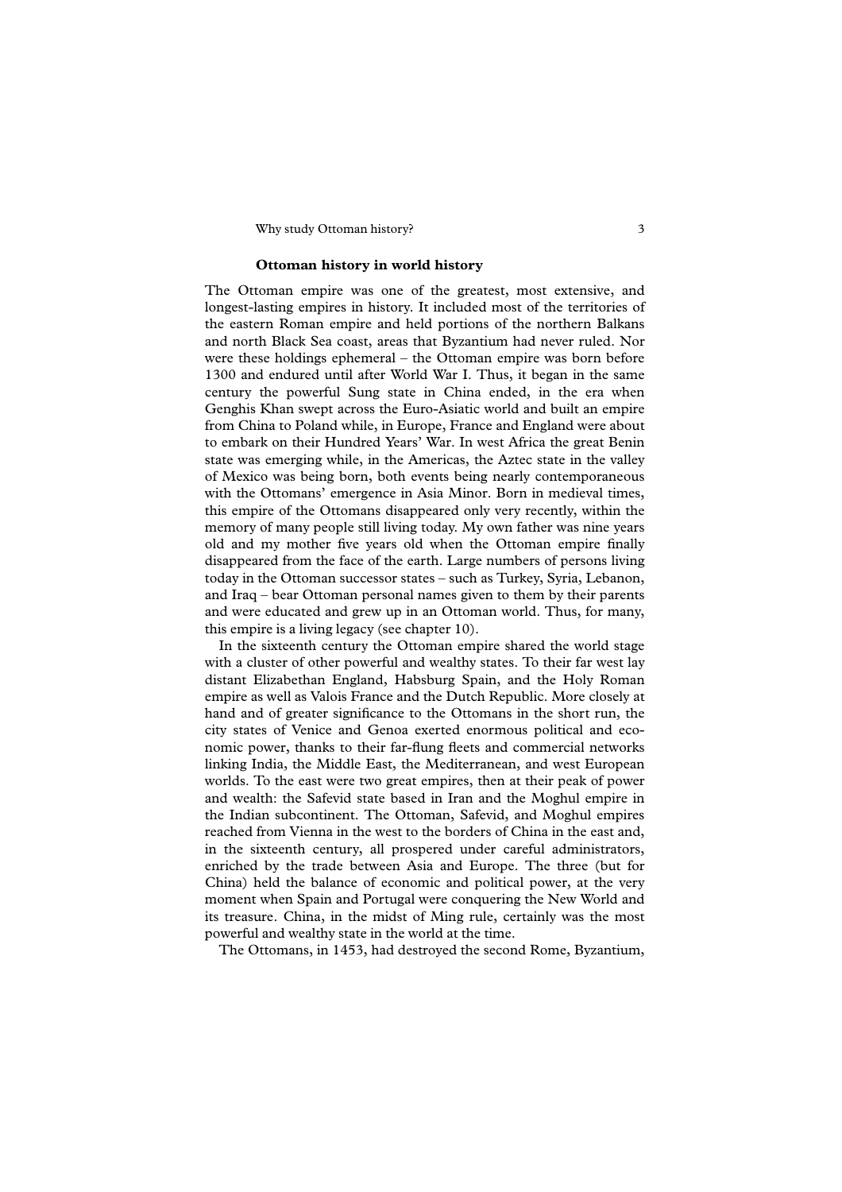## Ottoman history in world history

The Ottoman empire was one of the greatest, most extensive, and longest-lasting empires in history. It included most of the territories of the eastern Roman empire and held portions of the northern Balkans and north Black Sea coast, areas that Byzantium had never ruled. Nor were these holdings ephemeral – the Ottoman empire was born before 1300 and endured until after World War I. Thus, it began in the same century the powerful Sung state in China ended, in the era when Genghis Khan swept across the Euro-Asiatic world and built an empire from China to Poland while, in Europe, France and England were about to embark on their Hundred Years' War. In west Africa the great Benin state was emerging while, in the Americas, the Aztec state in the valley of Mexico was being born, both events being nearly contemporaneous with the Ottomans' emergence in Asia Minor. Born in medieval times, this empire of the Ottomans disappeared only very recently, within the memory of many people still living today. My own father was nine years old and my mother five years old when the Ottoman empire finally disappeared from the face of the earth. Large numbers of persons living today in the Ottoman successor states – such as Turkey, Syria, Lebanon, and Iraq – bear Ottoman personal names given to them by their parents and were educated and grew up in an Ottoman world. Thus, for many, this empire is a living legacy (see chapter 10).

In the sixteenth century the Ottoman empire shared the world stage with a cluster of other powerful and wealthy states. To their far west lay distant Elizabethan England, Habsburg Spain, and the Holy Roman empire as well as Valois France and the Dutch Republic. More closely at hand and of greater significance to the Ottomans in the short run, the city states of Venice and Genoa exerted enormous political and economic power, thanks to their far-flung fleets and commercial networks linking India, the Middle East, the Mediterranean, and west European worlds. To the east were two great empires, then at their peak of power and wealth: the Safevid state based in Iran and the Moghul empire in the Indian subcontinent. The Ottoman, Safevid, and Moghul empires reached from Vienna in the west to the borders of China in the east and, in the sixteenth century, all prospered under careful administrators, enriched by the trade between Asia and Europe. The three (but for China) held the balance of economic and political power, at the very moment when Spain and Portugal were conquering the New World and its treasure. China, in the midst of Ming rule, certainly was the most powerful and wealthy state in the world at the time.

The Ottomans, in 1453, had destroyed the second Rome, Byzantium,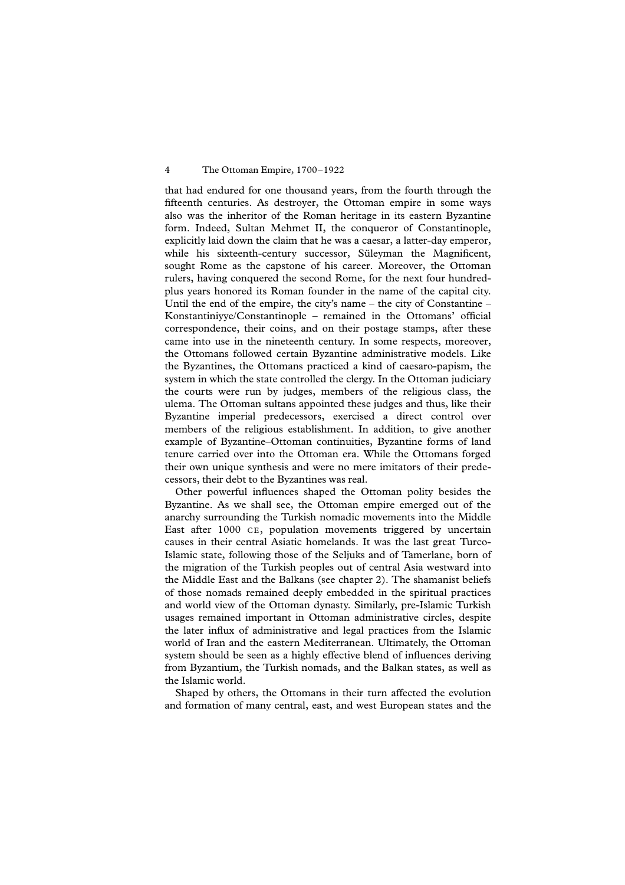that had endured for one thousand years, from the fourth through the fifteenth centuries. As destroyer, the Ottoman empire in some ways also was the inheritor of the Roman heritage in its eastern Byzantine form. Indeed, Sultan Mehmet II, the conqueror of Constantinople, explicitly laid down the claim that he was a caesar, a latter-day emperor, while his sixteenth-century successor, Süleyman the Magnificent, sought Rome as the capstone of his career. Moreover, the Ottoman rulers, having conquered the second Rome, for the next four hundred-plus years honored its Roman founder in the name of the capital city. Until the end of the empire, the city's name – the city of Constantine – Konstantiniyye/Constantinople – remained in the Ottomans' official correspondence, their coins, and on their postage stamps, after these came into use in the nineteenth century. In some respects, moreover, the Ottomans followed certain Byzantine administrative models. Like the Byzantines, the Ottomans practiced a kind of caesaro-papism, the system in which the state controlled the clergy. In the Ottoman judiciary the courts were run by judges, members of the religious class, the ulema. The Ottoman sultans appointed these judges and thus, like their Byzantine imperial predecessors, exercised a direct control over members of the religious establishment. In addition, to give another example of Byzantine–Ottoman continuities, Byzantine forms of land tenure carried over into the Ottoman era. While the Ottomans forged their own unique synthesis and were no mere imitators of their predecessors, their debt to the Byzantines was real.

Other powerful influences shaped the Ottoman polity besides the Byzantine. As we shall see, the Ottoman empire emerged out of the anarchy surrounding the Turkish nomadic movements into the Middle East after 1000 CE, population movements triggered by uncertain causes in their central Asiatic homelands. It was the last great Turco-Islamic state, following those of the Seljuks and of Tamerlane, born of the migration of the Turkish peoples out of central Asia westward into the Middle East and the Balkans (see chapter 2). The shamanist beliefs of those nomads remained deeply embedded in the spiritual practices and world view of the Ottoman dynasty. Similarly, pre-Islamic Turkish usages remained important in Ottoman administrative circles, despite the later influx of administrative and legal practices from the Islamic world of Iran and the eastern Mediterranean. Ultimately, the Ottoman system should be seen as a highly effective blend of influences deriving from Byzantium, the Turkish nomads, and the Balkan states, as well as the Islamic world.

Shaped by others, the Ottomans in their turn affected the evolution and formation of many central, east, and west European states and the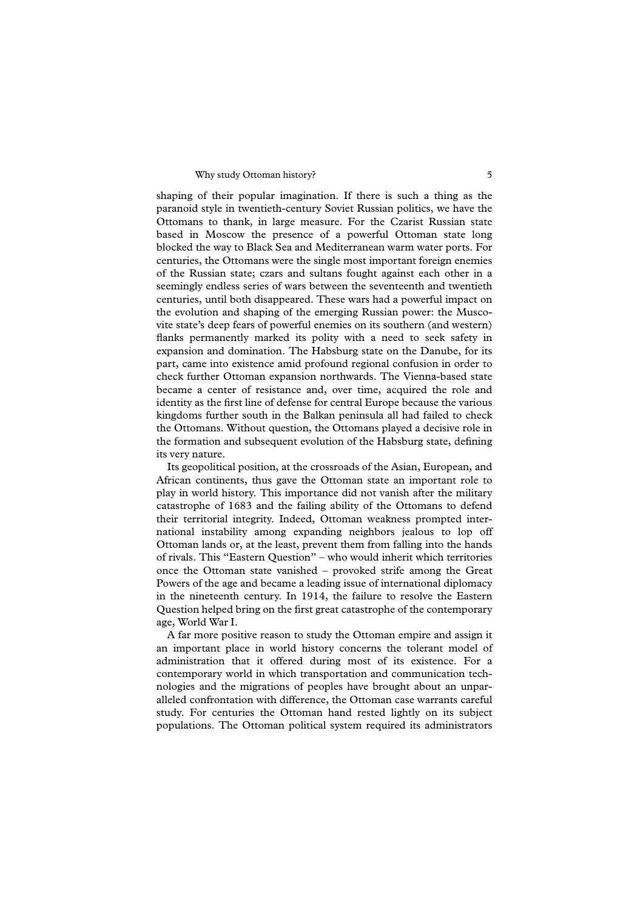shaping of their popular imagination. If there is such a thing as the paranoid style in twentieth-century Soviet Russian politics, we have the Ottomans to thank, in large measure. For the Czarist Russian state based in Moscow the presence of a powerful Ottoman state long blocked the way to Black Sea and Mediterranean warm water ports. For centuries, the Ottomans were the single most important foreign enemies of the Russian state; czars and sultans fought against each other in a seemingly endless series of wars between the seventeenth and twentieth centuries, until both disappeared. These wars had a powerful impact on the evolution and shaping of the emerging Russian power: the Muscovite state's deep fears of powerful enemies on its southern (and western) flanks permanently marked its polity with a need to seek safety in expansion and domination. The Habsburg state on the Danube, for its part, came into existence amid profound regional confusion in order to check further Ottoman expansion northwards. The Vienna-based state became a center of resistance and, over time, acquired the role and identity as the first line of defense for central Europe because the various kingdoms further south in the Balkan peninsula all had failed to check the Ottomans. Without question, the Ottomans played a decisive role in the formation and subsequent evolution of the Habsburg state, defining its very nature.

Its geopolitical position, at the crossroads of the Asian, European, and African continents, thus gave the Ottoman state an important role to play in world history. This importance did not vanish after the military catastrophe of 1683 and the failing ability of the Ottomans to defend their territorial integrity. Indeed, Ottoman weakness prompted international instability among expanding neighbors jealous to lop off Ottoman lands or, at the least, prevent them from falling into the hands of rivals. This "Eastern Question" – who would inherit which territories once the Ottoman state vanished – provoked strife among the Great Powers of the age and became a leading issue of international diplomacy in the nineteenth century. In 1914, the failure to resolve the Eastern Question helped bring on the first great catastrophe of the contemporary age, World War I.

A far more positive reason to study the Ottoman empire and assign it an important place in world history concerns the tolerant model of administration that it offered during most of its existence. For a contemporary world in which transportation and communication technologies and the migrations of peoples have brought about an unparalleled confrontation with difference, the Ottoman case warrants careful study. For centuries the Ottoman hand rested lightly on its subject populations. The Ottoman political system required its administrators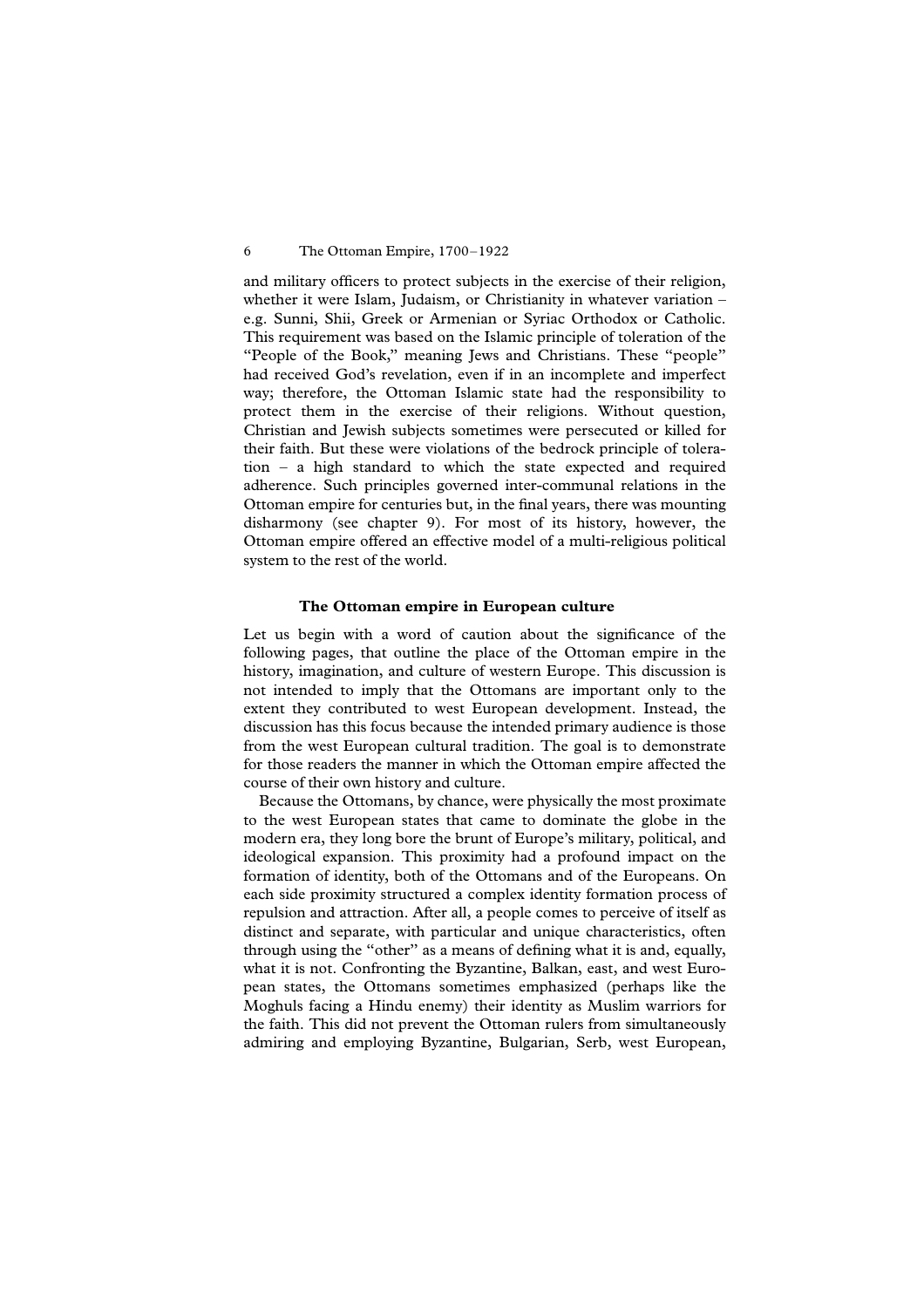and military officers to protect subjects in the exercise of their religion, whether it were Islam, Judaism, or Christianity in whatever variation – e.g. Sunni, Shii, Greek or Armenian or Syriac Orthodox or Catholic. This requirement was based on the Islamic principle of toleration of the "People of the Book," meaning Jews and Christians. These "people" had received God's revelation, even if in an incomplete and imperfect way; therefore, the Ottoman Islamic state had the responsibility to protect them in the exercise of their religions. Without question, Christian and Jewish subjects sometimes were persecuted or killed for their faith. But these were violations of the bedrock principle of toleration – a high standard to which the state expected and required adherence. Such principles governed inter-communal relations in the Ottoman empire for centuries but, in the final years, there was mounting disharmony (see chapter 9). For most of its history, however, the Ottoman empire offered an effective model of a multi-religious political system to the rest of the world.

### The Ottoman empire in European culture

Let us begin with a word of caution about the significance of the following pages, that outline the place of the Ottoman empire in the history, imagination, and culture of western Europe. This discussion is not intended to imply that the Ottomans are important only to the extent they contributed to west European development. Instead, the discussion has this focus because the intended primary audience is those from the west European cultural tradition. The goal is to demonstrate for those readers the manner in which the Ottoman empire affected the course of their own history and culture.

Because the Ottomans, by chance, were physically the most proximate to the west European states that came to dominate the globe in the modern era, they long bore the brunt of Europe's military, political, and ideological expansion. This proximity had a profound impact on the formation of identity, both of the Ottomans and of the Europeans. On each side proximity structured a complex identity formation process of repulsion and attraction. After all, a people comes to perceive of itself as distinct and separate, with particular and unique characteristics, often through using the "other" as a means of defining what it is and, equally, what it is not. Confronting the Byzantine, Balkan, east, and west European states, the Ottomans sometimes emphasized (perhaps like the Moghuls facing a Hindu enemy) their identity as Muslim warriors for the faith. This did not prevent the Ottoman rulers from simultaneously admiring and employing Byzantine, Bulgarian, Serb, west European,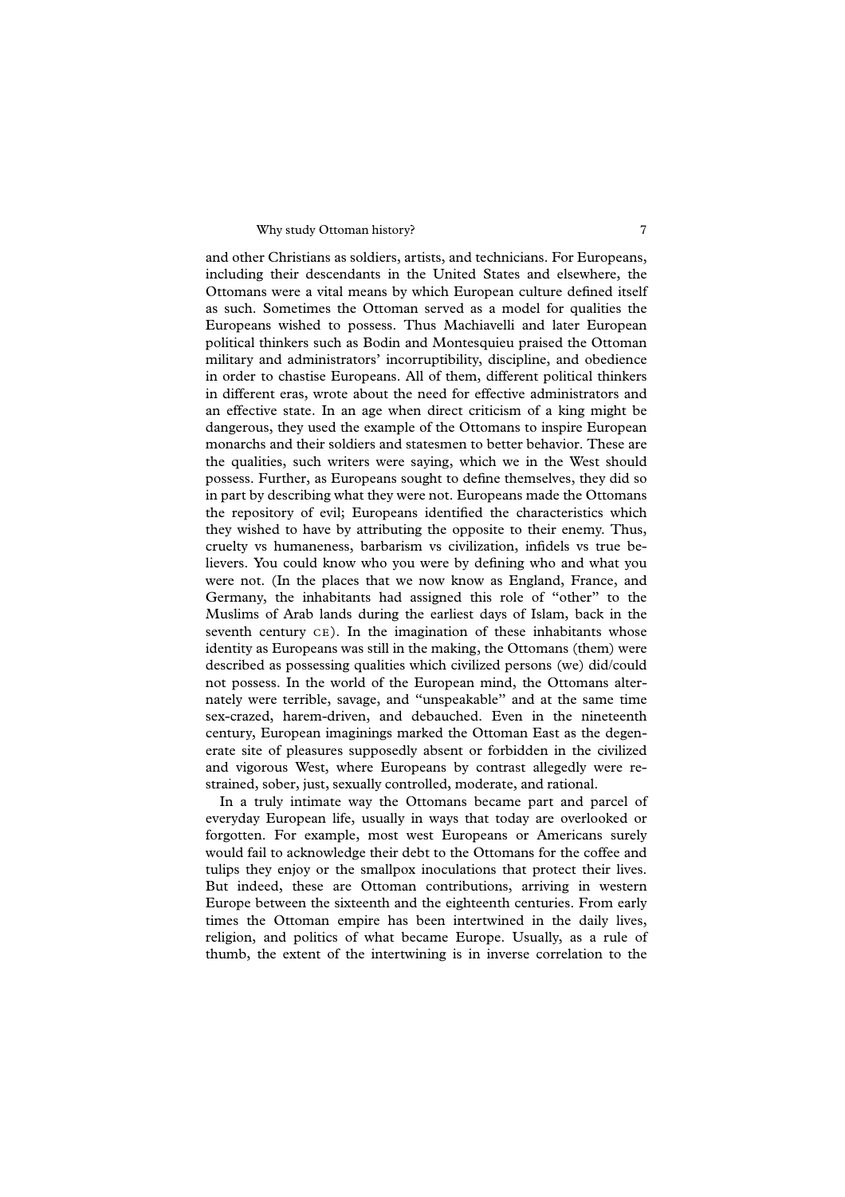and other Christians as soldiers, artists, and technicians. For Europeans, including their descendants in the United States and elsewhere, the Ottomans were a vital means by which European culture defined itself as such. Sometimes the Ottoman served as a model for qualities the Europeans wished to possess. Thus Machiavelli and later European political thinkers such as Bodin and Montesquieu praised the Ottoman military and administrators' incorruptibility, discipline, and obedience in order to chastise Europeans. All of them, different political thinkers in different eras, wrote about the need for effective administrators and an effective state. In an age when direct criticism of a king might be dangerous, they used the example of the Ottomans to inspire European monarchs and their soldiers and statesmen to better behavior. These are the qualities, such writers were saying, which we in the West should possess. Further, as Europeans sought to define themselves, they did so in part by describing what they were not. Europeans made the Ottomans the repository of evil; Europeans identified the characteristics which they wished to have by attributing the opposite to their enemy. Thus, cruelty vs humaneness, barbarism vs civilization, infidels vs true believers. You could know who you were by defining who and what you were not. (In the places that we now know as England, France, and Germany, the inhabitants had assigned this role of "other" to the Muslims of Arab lands during the earliest days of Islam, back in the seventh century CE). In the imagination of these inhabitants whose identity as Europeans was still in the making, the Ottomans (them) were described as possessing qualities which civilized persons (we) did/could not possess. In the world of the European mind, the Ottomans alternately were terrible, savage, and "unspeakable" and at the same time sex-crazed, harem-driven, and debauched. Even in the nineteenth century, European imaginings marked the Ottoman East as the degenerate site of pleasures supposedly absent or forbidden in the civilized and vigorous West, where Europeans by contrast allegedly were restrained, sober, just, sexually controlled, moderate, and rational.

In a truly intimate way the Ottomans became part and parcel of everyday European life, usually in ways that today are overlooked or forgotten. For example, most west Europeans or Americans surely would fail to acknowledge their debt to the Ottomans for the coffee and tulips they enjoy or the smallpox inoculations that protect their lives. But indeed, these are Ottoman contributions, arriving in western Europe between the sixteenth and the eighteenth centuries. From early times the Ottoman empire has been intertwined in the daily lives, religion, and politics of what became Europe. Usually, as a rule of thumb, the extent of the intertwining is in inverse correlation to the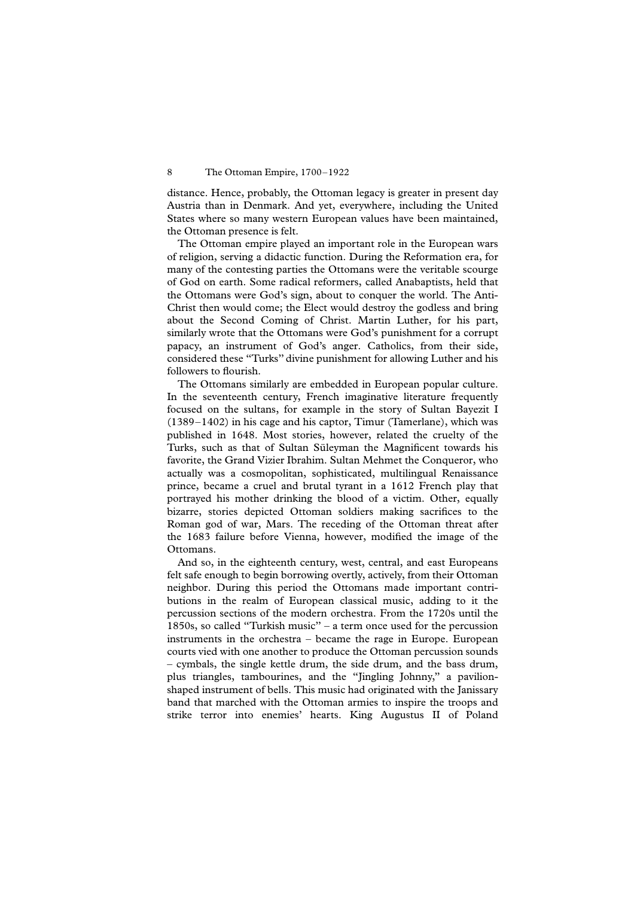distance. Hence, probably, the Ottoman legacy is greater in present day Austria than in Denmark. And yet, everywhere, including the United States where so many western European values have been maintained, the Ottoman presence is felt.

The Ottoman empire played an important role in the European wars of religion, serving a didactic function. During the Reformation era, for many of the contesting parties the Ottomans were the veritable scourge of God on earth. Some radical reformers, called Anabaptists, held that the Ottomans were God's sign, about to conquer the world. The Anti-Christ then would come; the Elect would destroy the godless and bring about the Second Coming of Christ. Martin Luther, for his part, similarly wrote that the Ottomans were God's punishment for a corrupt papacy, an instrument of God's anger. Catholics, from their side, considered these "Turks" divine punishment for allowing Luther and his followers to flourish.

The Ottomans similarly are embedded in European popular culture. In the seventeenth century, French imaginative literature frequently focused on the sultans, for example in the story of Sultan Bayezit I (1389–1402) in his cage and his captor, Timur (Tamerlane), which was published in 1648. Most stories, however, related the cruelty of the Turks, such as that of Sultan Süleyman the Magnificent towards his favorite, the Grand Vizier Ibrahim. Sultan Mehmet the Conqueror, who actually was a cosmopolitan, sophisticated, multilingual Renaissance prince, became a cruel and brutal tyrant in a 1612 French play that portrayed his mother drinking the blood of a victim. Other, equally bizarre, stories depicted Ottoman soldiers making sacrifices to the Roman god of war, Mars. The receding of the Ottoman threat after the 1683 failure before Vienna, however, modified the image of the Ottomans.

And so, in the eighteenth century, west, central, and east Europeans felt safe enough to begin borrowing overtly, actively, from their Ottoman neighbor. During this period the Ottomans made important contributions in the realm of European classical music, adding to it the percussion sections of the modern orchestra. From the 1720s until the 1850s, so called "Turkish music" – a term once used for the percussion instruments in the orchestra – became the rage in Europe. European courts vied with one another to produce the Ottoman percussion sounds – cymbals, the single kettle drum, the side drum, and the bass drum, plus triangles, tambourines, and the "Jingling Johnny," a pavilion-shaped instrument of bells. This music had originated with the Janissary band that marched with the Ottoman armies to inspire the troops and strike terror into enemies' hearts. King Augustus II of Poland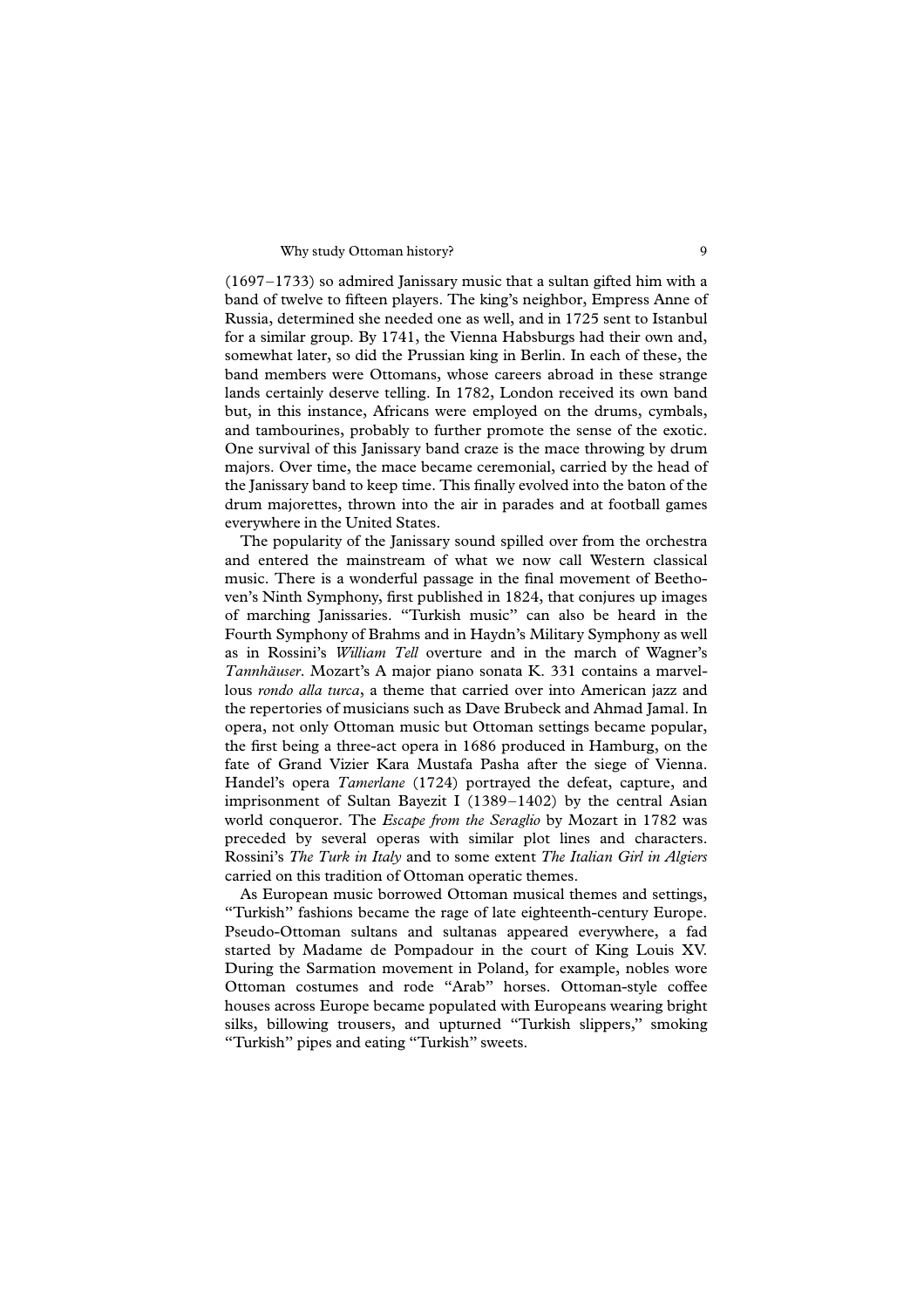(1697–1733) so admired Janissary music that a sultan gifted him with a band of twelve to fifteen players. The king's neighbor, Empress Anne of Russia, determined she needed one as well, and in 1725 sent to Istanbul for a similar group. By 1741, the Vienna Habsburgs had their own and, somewhat later, so did the Prussian king in Berlin. In each of these, the band members were Ottomans, whose careers abroad in these strange lands certainly deserve telling. In 1782, London received its own band but, in this instance, Africans were employed on the drums, cymbals, and tambourines, probably to further promote the sense of the exotic. One survival of this Janissary band craze is the mace throwing by drum majors. Over time, the mace became ceremonial, carried by the head of the Janissary band to keep time. This finally evolved into the baton of the drum majorettes, thrown into the air in parades and at football games everywhere in the United States.

The popularity of the Janissary sound spilled over from the orchestra and entered the mainstream of what we now call Western classical music. There is a wonderful passage in the final movement of Beethoven's Ninth Symphony, first published in 1824, that conjures up images of marching Janissaries. "Turkish music" can also be heard in the Fourth Symphony of Brahms and in Haydn's Military Symphony as well as in Rossini's *William Tell* overture and in the march of Wagner's *Tannhäuser*. Mozart's A major piano sonata K. 331 contains a marvellous *rondo alla turca*, a theme that carried over into American jazz and the repertories of musicians such as Dave Brubeck and Ahmad Jamal. In opera, not only Ottoman music but Ottoman settings became popular, the first being a three-act opera in 1686 produced in Hamburg, on the fate of Grand Vizier Kara Mustafa Pasha after the siege of Vienna. Handel's opera *Tamerlane* (1724) portrayed the defeat, capture, and imprisonment of Sultan Bayezit I (1389–1402) by the central Asian world conqueror. The *Escape from the Seraglio* by Mozart in 1782 was preceded by several operas with similar plot lines and characters. Rossini's *The Turk in Italy* and to some extent *The Italian Girl in Algiers* carried on this tradition of Ottoman operatic themes.

As European music borrowed Ottoman musical themes and settings, "Turkish" fashions became the rage of late eighteenth-century Europe. Pseudo-Ottoman sultans and sultanas appeared everywhere, a fad started by Madame de Pompadour in the court of King Louis XV. During the Sarmation movement in Poland, for example, nobles wore Ottoman costumes and rode "Arab" horses. Ottoman-style coffee houses across Europe became populated with Europeans wearing bright silks, billowing trousers, and upturned "Turkish slippers," smoking "Turkish" pipes and eating "Turkish" sweets.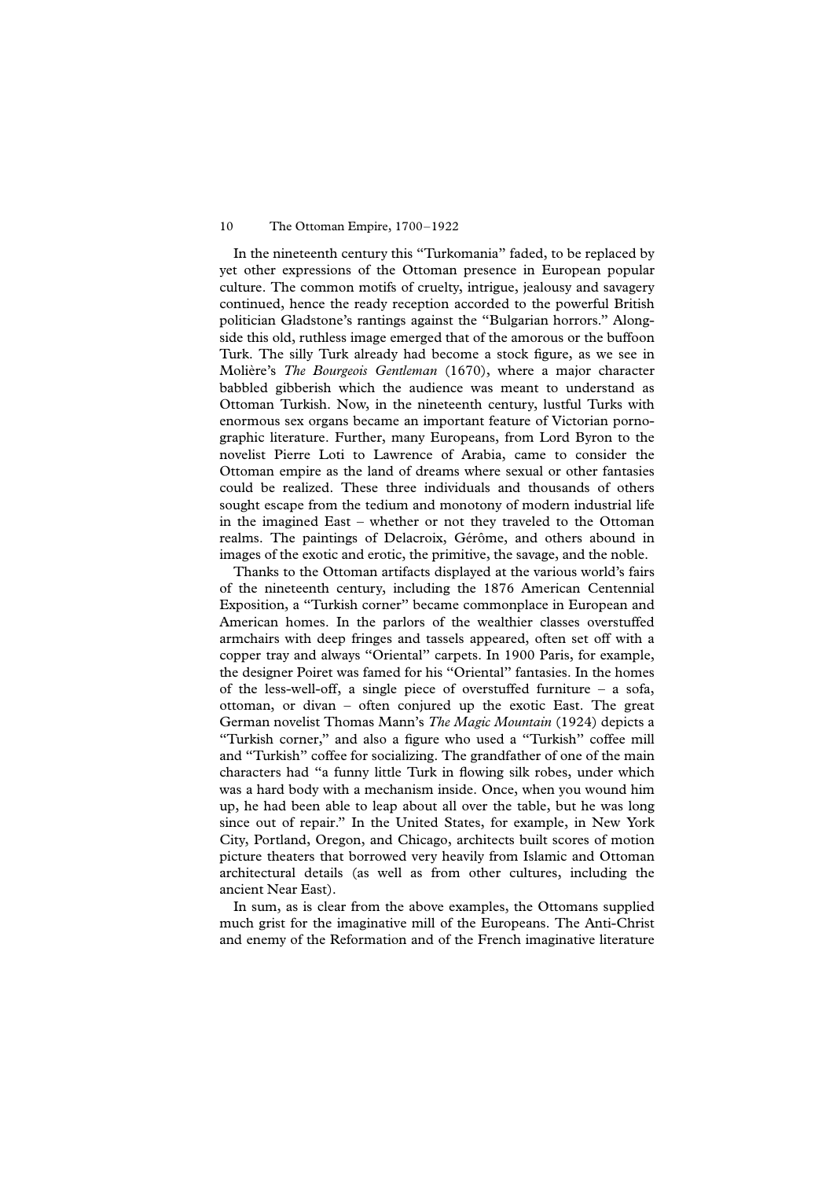In the nineteenth century this "Turkomania" faded, to be replaced by yet other expressions of the Ottoman presence in European popular culture. The common motifs of cruelty, intrigue, jealousy and savagery continued, hence the ready reception accorded to the powerful British politician Gladstone's rantings against the "Bulgarian horrors." Alongside this old, ruthless image emerged that of the amorous or the buffoon Turk. The silly Turk already had become a stock figure, as we see in Molière's *The Bourgeois Gentleman* (1670), where a major character babbled gibberish which the audience was meant to understand as Ottoman Turkish. Now, in the nineteenth century, lustful Turks with enormous sex organs became an important feature of Victorian pornographic literature. Further, many Europeans, from Lord Byron to the novelist Pierre Loti to Lawrence of Arabia, came to consider the Ottoman empire as the land of dreams where sexual or other fantasies could be realized. These three individuals and thousands of others sought escape from the tedium and monotony of modern industrial life in the imagined East – whether or not they traveled to the Ottoman realms. The paintings of Delacroix, Gérôme, and others abound in images of the exotic and erotic, the primitive, the savage, and the noble.

Thanks to the Ottoman artifacts displayed at the various world's fairs of the nineteenth century, including the 1876 American Centennial Exposition, a "Turkish corner" became commonplace in European and American homes. In the parlors of the wealthier classes overstuffed armchairs with deep fringes and tassels appeared, often set off with a copper tray and always "Oriental" carpets. In 1900 Paris, for example, the designer Poiret was famed for his "Oriental" fantasies. In the homes of the less-well-off, a single piece of overstuffed furniture – a sofa, ottoman, or divan – often conjured up the exotic East. The great German novelist Thomas Mann's *The Magic Mountain* (1924) depicts a "Turkish corner," and also a figure who used a "Turkish" coffee mill and "Turkish" coffee for socializing. The grandfather of one of the main characters had "a funny little Turk in flowing silk robes, under which was a hard body with a mechanism inside. Once, when you wound him up, he had been able to leap about all over the table, but he was long since out of repair." In the United States, for example, in New York City, Portland, Oregon, and Chicago, architects built scores of motion picture theaters that borrowed very heavily from Islamic and Ottoman architectural details (as well as from other cultures, including the ancient Near East).

In sum, as is clear from the above examples, the Ottomans supplied much grist for the imaginative mill of the Europeans. The Anti-Christ and enemy of the Reformation and of the French imaginative literature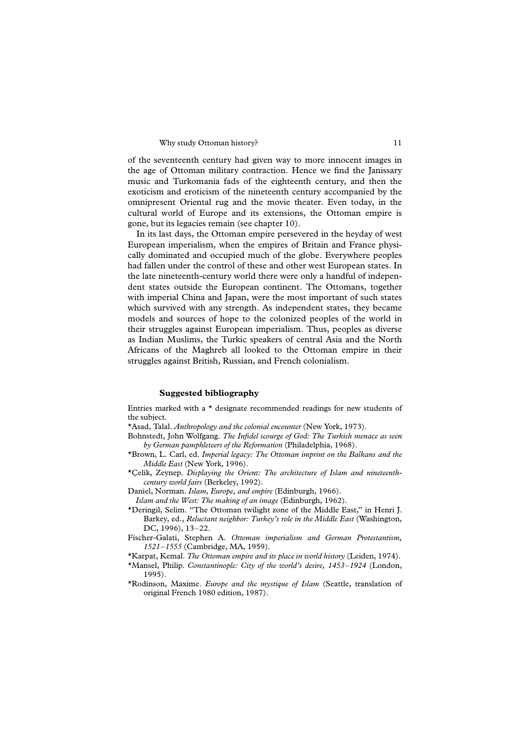of the seventeenth century had given way to more innocent images in the age of Ottoman military contraction. Hence we find the Janissary music and Turkomania fads of the eighteenth century, and then the exoticism and eroticism of the nineteenth century accompanied by the omnipresent Oriental rug and the movie theater. Even today, in the cultural world of Europe and its extensions, the Ottoman empire is gone, but its legacies remain (see chapter 10).

In its last days, the Ottoman empire persevered in the heyday of west European imperialism, when the empires of Britain and France physically dominated and occupied much of the globe. Everywhere peoples had fallen under the control of these and other west European states. In the late nineteenth-century world there were only a handful of independent states outside the European continent. The Ottomans, together with imperial China and Japan, were the most important of such states which survived with any strength. As independent states, they became models and sources of hope to the colonized peoples of the world in their struggles against European imperialism. Thus, peoples as diverse as Indian Muslims, the Turkic speakers of central Asia and the North Africans of the Maghreb all looked to the Ottoman empire in their struggles against British, Russian, and French colonialism.

### Suggested bibliography

Entries marked with a * designate recommended readings for new students of the subject.

*Asad, Talal. *Anthropology and the colonial encounter* (New York, 1973).

Bohnstedt, John Wolfgang. *The Infidel scourge of God: The Turkish menace as seen by German pamphleteers of the Reformation* (Philadelphia, 1968).

*Brown, L. Carl, ed. *Imperial legacy: The Ottoman imprint on the Balkans and the Middle East* (New York, 1996).

*Çelik, Zeynep. *Displaying the Orient: The architecture of Islam and nineteenth-century world fairs* (Berkeley, 1992).

Daniel, Norman. *Islam, Europe, and empire* (Edinburgh, 1966).

*Islam and the West: The making of an image* (Edinburgh, 1962).

*Deringil, Selim. "The Ottoman twilight zone of the Middle East," in Henri J. Barkey, ed., *Reluctant neighbor: Turkey's role in the Middle East* (Washington, DC, 1996), 13–22.

Fischer-Galati, Stephen A. *Ottoman imperialism and German Protestantism, 1521–1555* (Cambridge, MA, 1959).

*Karpat, Kemal. *The Ottoman empire and its place in world history* (Leiden, 1974).

*Mansel, Philip. *Constantinople: City of the world's desire, 1453–1924* (London, 1995).

*Rodinson, Maxime. *Europe and the mystique of Islam* (Seattle, translation of original French 1980 edition, 1987).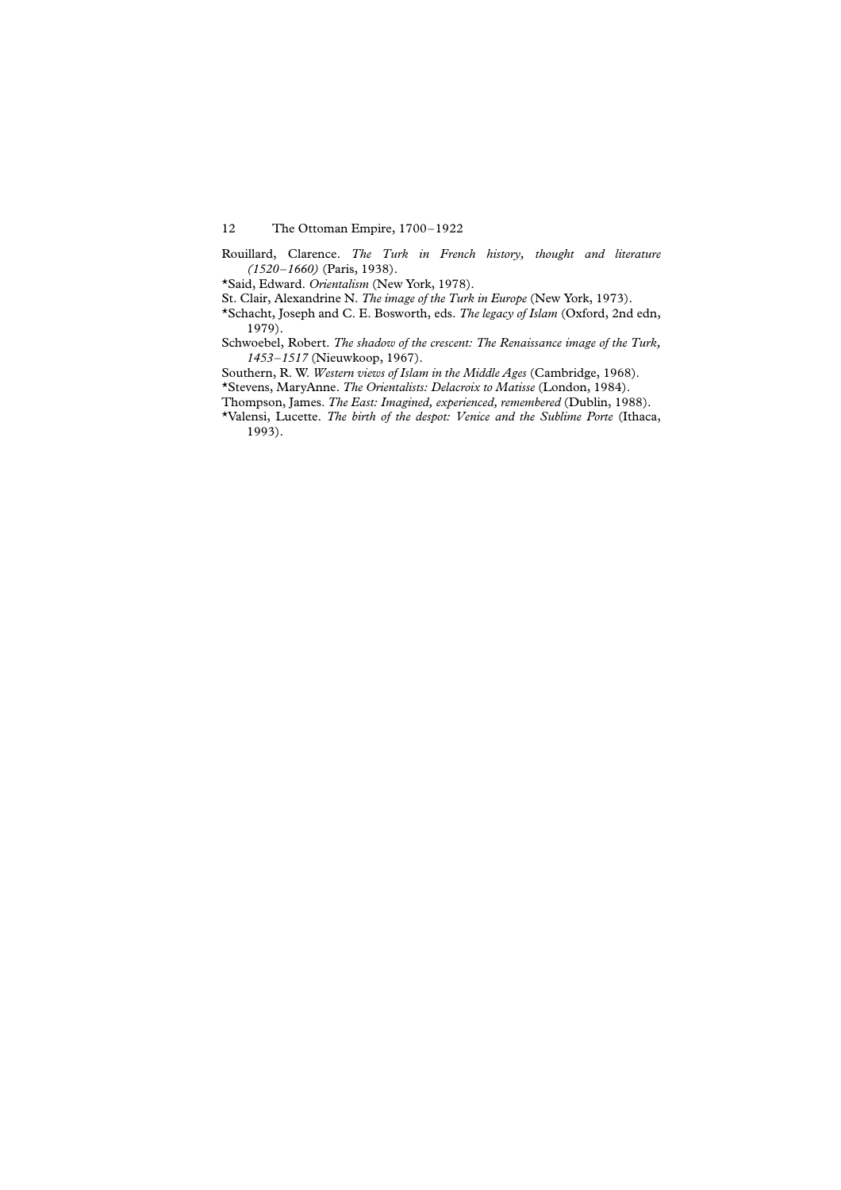Rouillard, Clarence. *The Turk in French history, thought and literature (1520–1660)* (Paris, 1938).

*Said, Edward. *Orientalism* (New York, 1978).

St. Clair, Alexandrine N. *The image of the Turk in Europe* (New York, 1973).

*Schacht, Joseph and C. E. Bosworth, eds. *The legacy of Islam* (Oxford, 2nd edn, 1979).

Schwoebel, Robert. *The shadow of the crescent: The Renaissance image of the Turk, 1453–1517* (Nieuwkoop, 1967).

Southern, R. W. *Western views of Islam in the Middle Ages* (Cambridge, 1968).

*Stevens, MaryAnne. *The Orientalists: Delacroix to Matisse* (London, 1984).

Thompson, James. *The East: Imagined, experienced, remembered* (Dublin, 1988).

*Valensi, Lucette. *The birth of the despot: Venice and the Sublime Porte* (Ithaca, 1993).